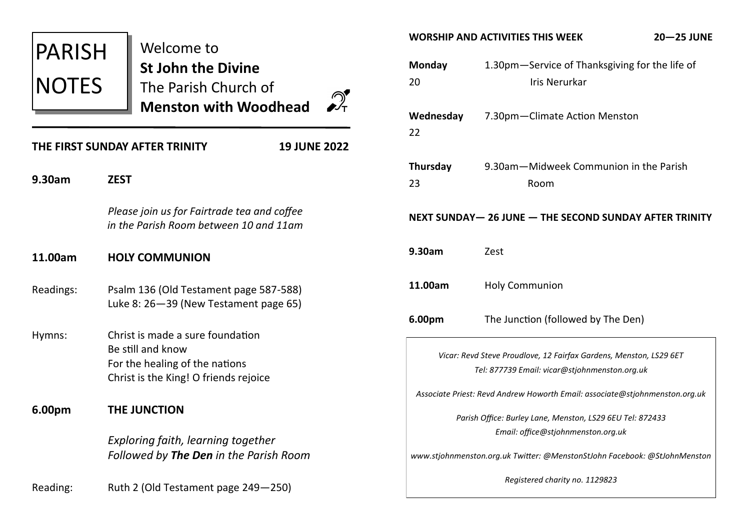# PARISH NOTES

Welcome to
**St John the Divine**
The Parish Church of
**Menston with Woodhead**

## THE FIRST SUNDAY AFTER TRINITY — 19 JUNE 2022

**9.30am** **ZEST**

*Please join us for Fairtrade tea and coffee in the Parish Room between 10 and 11am*

**11.00am** **HOLY COMMUNION**

Readings: Psalm 136 (Old Testament page 587-588)
Luke 8: 26—39 (New Testament page 65)

Hymns:
Christ is made a sure foundation
Be still and know
For the healing of the nations
Christ is the King! O friends rejoice

**6.00pm** **THE JUNCTION**

*Exploring faith, learning together*
*Followed by **The Den** in the Parish Room*

Reading: Ruth 2 (Old Testament page 249—250)

## WORSHIP AND ACTIVITIES THIS WEEK — 20—25 JUNE

**Monday** 20 — 1.30pm—Service of Thanksgiving for the life of Iris Nerurkar

**Wednesday** 22 — 7.30pm—Climate Action Menston

**Thursday** 23 — 9.30am—Midweek Communion in the Parish Room

## NEXT SUNDAY— 26 JUNE — THE SECOND SUNDAY AFTER TRINITY

**9.30am** Zest

**11.00am** Holy Communion

**6.00pm** The Junction (followed by The Den)

*Vicar: Revd Steve Proudlove, 12 Fairfax Gardens, Menston, LS29 6ET*
*Tel: 877739 Email: vicar@stjohnmenston.org.uk*

*Associate Priest: Revd Andrew Howorth Email: associate@stjohnmenston.org.uk*

*Parish Office: Burley Lane, Menston, LS29 6EU Tel: 872433*
*Email: office@stjohnmenston.org.uk*

*www.stjohnmenston.org.uk Twitter: @MenstonStJohn Facebook: @StJohnMenston*

*Registered charity no. 1129823*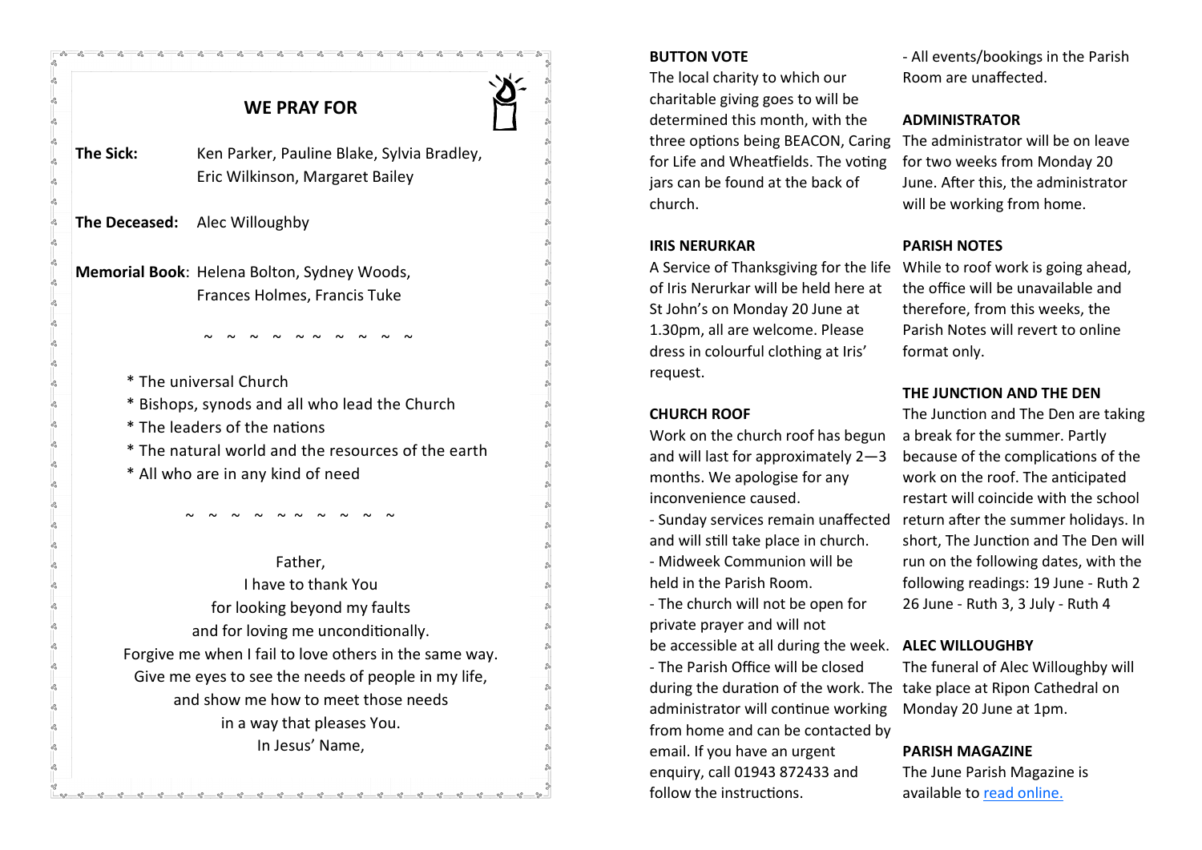## WE PRAY FOR

**The Sick:** Ken Parker, Pauline Blake, Sylvia Bradley, Eric Wilkinson, Margaret Bailey

**The Deceased:** Alec Willoughby

**Memorial Book**: Helena Bolton, Sydney Woods, Frances Holmes, Francis Tuke

~ ~ ~ ~ ~ ~ ~ ~ ~ ~

* The universal Church
* Bishops, synods and all who lead the Church
* The leaders of the nations
* The natural world and the resources of the earth
* All who are in any kind of need

~ ~ ~ ~ ~ ~ ~ ~ ~ ~

Father,
I have to thank You
for looking beyond my faults
and for loving me unconditionally.
Forgive me when I fail to love others in the same way.
Give me eyes to see the needs of people in my life,
and show me how to meet those needs
in a way that pleases You.
In Jesus' Name,

**BUTTON VOTE**

The local charity to which our charitable giving goes to will be determined this month, with the three options being BEACON, Caring for Life and Wheatfields. The voting jars can be found at the back of church.

**IRIS NERURKAR**

A Service of Thanksgiving for the life of Iris Nerurkar will be held here at St John's on Monday 20 June at 1.30pm, all are welcome. Please dress in colourful clothing at Iris' request.

**CHURCH ROOF**

Work on the church roof has begun and will last for approximately 2—3 months. We apologise for any inconvenience caused.

- Sunday services remain unaffected and will still take place in church.
- Midweek Communion will be held in the Parish Room.
- The church will not be open for private prayer and will not be accessible at all during the week.
- The Parish Office will be closed during the duration of the work. The administrator will continue working from home and can be contacted by email. If you have an urgent enquiry, call 01943 872433 and follow the instructions.
- All events/bookings in the Parish Room are unaffected.

**ADMINISTRATOR**

The administrator will be on leave for two weeks from Monday 20 June. After this, the administrator will be working from home.

**PARISH NOTES**

While to roof work is going ahead, the office will be unavailable and therefore, from this weeks, the Parish Notes will revert to online format only.

**THE JUNCTION AND THE DEN**

The Junction and The Den are taking a break for the summer. Partly because of the complications of the work on the roof. The anticipated restart will coincide with the school return after the summer holidays. In short, The Junction and The Den will run on the following dates, with the following readings: 19 June - Ruth 2 26 June - Ruth 3, 3 July - Ruth 4

**ALEC WILLOUGHBY**

The funeral of Alec Willoughby will take place at Ripon Cathedral on Monday 20 June at 1pm.

**PARISH MAGAZINE**

The June Parish Magazine is available to read online.